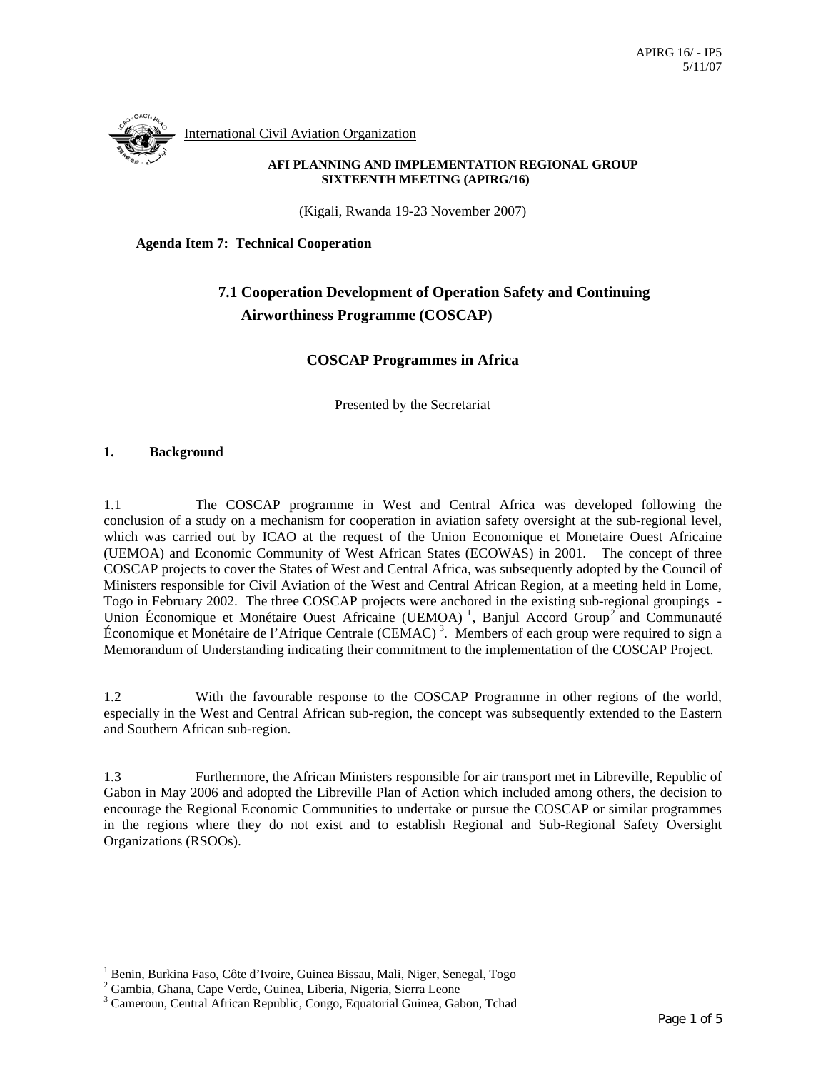APIRG 16/ - IP5
5/11/07

International Civil Aviation Organization

**AFI PLANNING AND IMPLEMENTATION REGIONAL GROUP**
**SIXTEENTH MEETING (APIRG/16)**

(Kigali, Rwanda 19-23 November 2007)

**Agenda Item 7: Technical Cooperation**

## 7.1 Cooperation Development of Operation Safety and Continuing Airworthiness Programme (COSCAP)

## COSCAP Programmes in Africa

Presented by the Secretariat

### 1. Background

1.1 The COSCAP programme in West and Central Africa was developed following the conclusion of a study on a mechanism for cooperation in aviation safety oversight at the sub-regional level, which was carried out by ICAO at the request of the Union Economique et Monetaire Ouest Africaine (UEMOA) and Economic Community of West African States (ECOWAS) in 2001. The concept of three COSCAP projects to cover the States of West and Central Africa, was subsequently adopted by the Council of Ministers responsible for Civil Aviation of the West and Central African Region, at a meeting held in Lome, Togo in February 2002. The three COSCAP projects were anchored in the existing sub-regional groupings - Union Économique et Monétaire Ouest Africaine (UEMOA) [1], Banjul Accord Group[2] and Communauté Économique et Monétaire de l'Afrique Centrale (CEMAC) [3]. Members of each group were required to sign a Memorandum of Understanding indicating their commitment to the implementation of the COSCAP Project.

1.2 With the favourable response to the COSCAP Programme in other regions of the world, especially in the West and Central African sub-region, the concept was subsequently extended to the Eastern and Southern African sub-region.

1.3 Furthermore, the African Ministers responsible for air transport met in Libreville, Republic of Gabon in May 2006 and adopted the Libreville Plan of Action which included among others, the decision to encourage the Regional Economic Communities to undertake or pursue the COSCAP or similar programmes in the regions where they do not exist and to establish Regional and Sub-Regional Safety Oversight Organizations (RSOOs).

---

[1] Benin, Burkina Faso, Côte d'Ivoire, Guinea Bissau, Mali, Niger, Senegal, Togo
[2] Gambia, Ghana, Cape Verde, Guinea, Liberia, Nigeria, Sierra Leone
[3] Cameroun, Central African Republic, Congo, Equatorial Guinea, Gabon, Tchad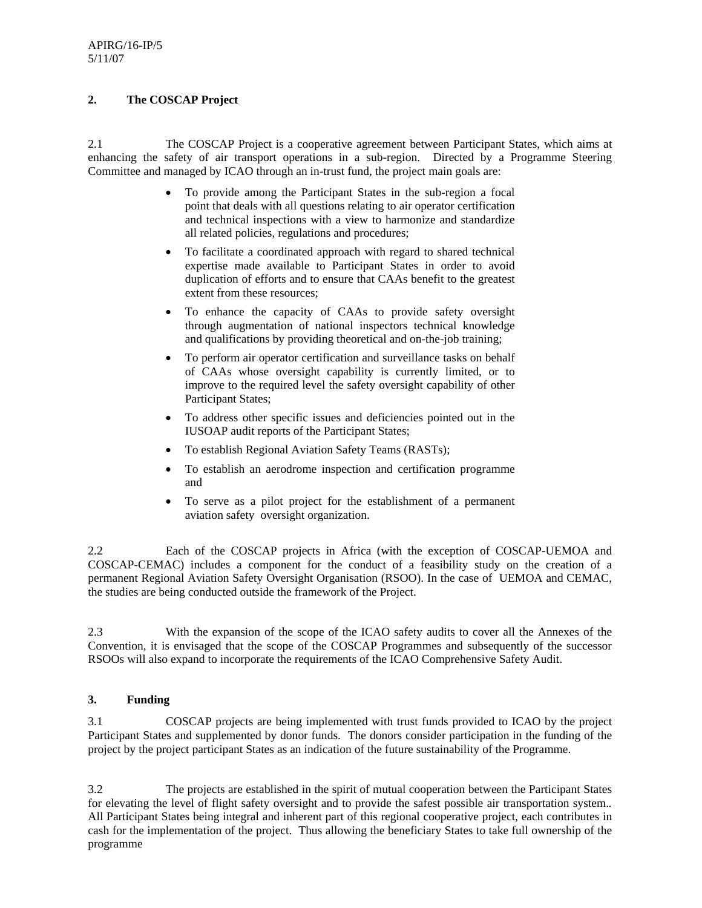## 2. The COSCAP Project

2.1 The COSCAP Project is a cooperative agreement between Participant States, which aims at enhancing the safety of air transport operations in a sub-region. Directed by a Programme Steering Committee and managed by ICAO through an in-trust fund, the project main goals are:

- To provide among the Participant States in the sub-region a focal point that deals with all questions relating to air operator certification and technical inspections with a view to harmonize and standardize all related policies, regulations and procedures;
- To facilitate a coordinated approach with regard to shared technical expertise made available to Participant States in order to avoid duplication of efforts and to ensure that CAAs benefit to the greatest extent from these resources;
- To enhance the capacity of CAAs to provide safety oversight through augmentation of national inspectors technical knowledge and qualifications by providing theoretical and on-the-job training;
- To perform air operator certification and surveillance tasks on behalf of CAAs whose oversight capability is currently limited, or to improve to the required level the safety oversight capability of other Participant States;
- To address other specific issues and deficiencies pointed out in the IUSOAP audit reports of the Participant States;
- To establish Regional Aviation Safety Teams (RASTs);
- To establish an aerodrome inspection and certification programme and
- To serve as a pilot project for the establishment of a permanent aviation safety oversight organization.

2.2 Each of the COSCAP projects in Africa (with the exception of COSCAP-UEMOA and COSCAP-CEMAC) includes a component for the conduct of a feasibility study on the creation of a permanent Regional Aviation Safety Oversight Organisation (RSOO). In the case of UEMOA and CEMAC, the studies are being conducted outside the framework of the Project.

2.3 With the expansion of the scope of the ICAO safety audits to cover all the Annexes of the Convention, it is envisaged that the scope of the COSCAP Programmes and subsequently of the successor RSOOs will also expand to incorporate the requirements of the ICAO Comprehensive Safety Audit.

## 3. Funding

3.1 COSCAP projects are being implemented with trust funds provided to ICAO by the project Participant States and supplemented by donor funds. The donors consider participation in the funding of the project by the project participant States as an indication of the future sustainability of the Programme.

3.2 The projects are established in the spirit of mutual cooperation between the Participant States for elevating the level of flight safety oversight and to provide the safest possible air transportation system.. All Participant States being integral and inherent part of this regional cooperative project, each contributes in cash for the implementation of the project. Thus allowing the beneficiary States to take full ownership of the programme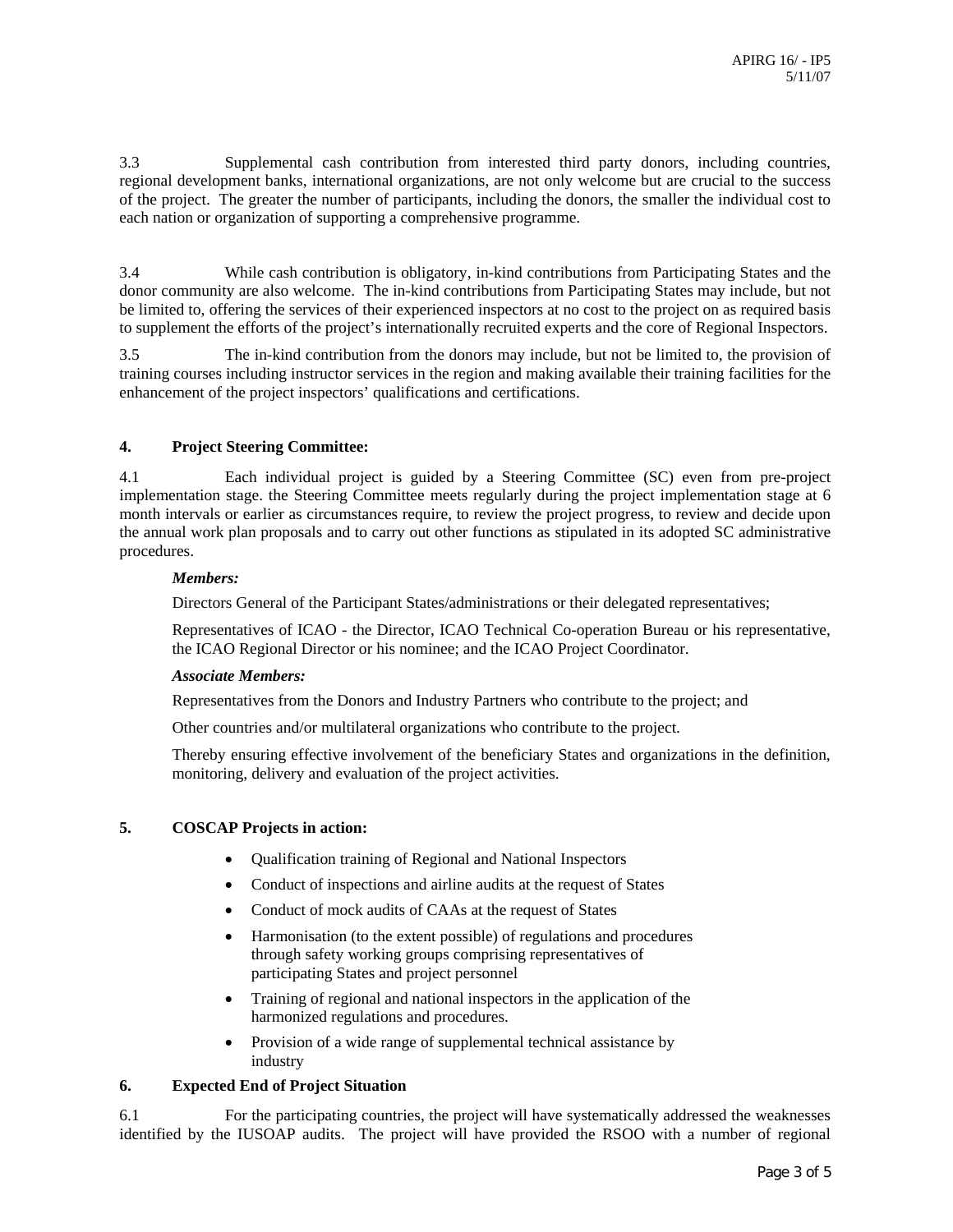3.3 Supplemental cash contribution from interested third party donors, including countries, regional development banks, international organizations, are not only welcome but are crucial to the success of the project. The greater the number of participants, including the donors, the smaller the individual cost to each nation or organization of supporting a comprehensive programme.

3.4 While cash contribution is obligatory, in-kind contributions from Participating States and the donor community are also welcome. The in-kind contributions from Participating States may include, but not be limited to, offering the services of their experienced inspectors at no cost to the project on as required basis to supplement the efforts of the project's internationally recruited experts and the core of Regional Inspectors.

3.5 The in-kind contribution from the donors may include, but not be limited to, the provision of training courses including instructor services in the region and making available their training facilities for the enhancement of the project inspectors' qualifications and certifications.

## 4. Project Steering Committee:

4.1 Each individual project is guided by a Steering Committee (SC) even from pre-project implementation stage. the Steering Committee meets regularly during the project implementation stage at 6 month intervals or earlier as circumstances require, to review the project progress, to review and decide upon the annual work plan proposals and to carry out other functions as stipulated in its adopted SC administrative procedures.

***Members:***

Directors General of the Participant States/administrations or their delegated representatives;

Representatives of ICAO - the Director, ICAO Technical Co-operation Bureau or his representative, the ICAO Regional Director or his nominee; and the ICAO Project Coordinator.

***Associate Members:***

Representatives from the Donors and Industry Partners who contribute to the project; and

Other countries and/or multilateral organizations who contribute to the project.

Thereby ensuring effective involvement of the beneficiary States and organizations in the definition, monitoring, delivery and evaluation of the project activities.

## 5. COSCAP Projects in action:

- Qualification training of Regional and National Inspectors
- Conduct of inspections and airline audits at the request of States
- Conduct of mock audits of CAAs at the request of States
- Harmonisation (to the extent possible) of regulations and procedures through safety working groups comprising representatives of participating States and project personnel
- Training of regional and national inspectors in the application of the harmonized regulations and procedures.
- Provision of a wide range of supplemental technical assistance by industry

## 6. Expected End of Project Situation

6.1 For the participating countries, the project will have systematically addressed the weaknesses identified by the IUSOAP audits. The project will have provided the RSOO with a number of regional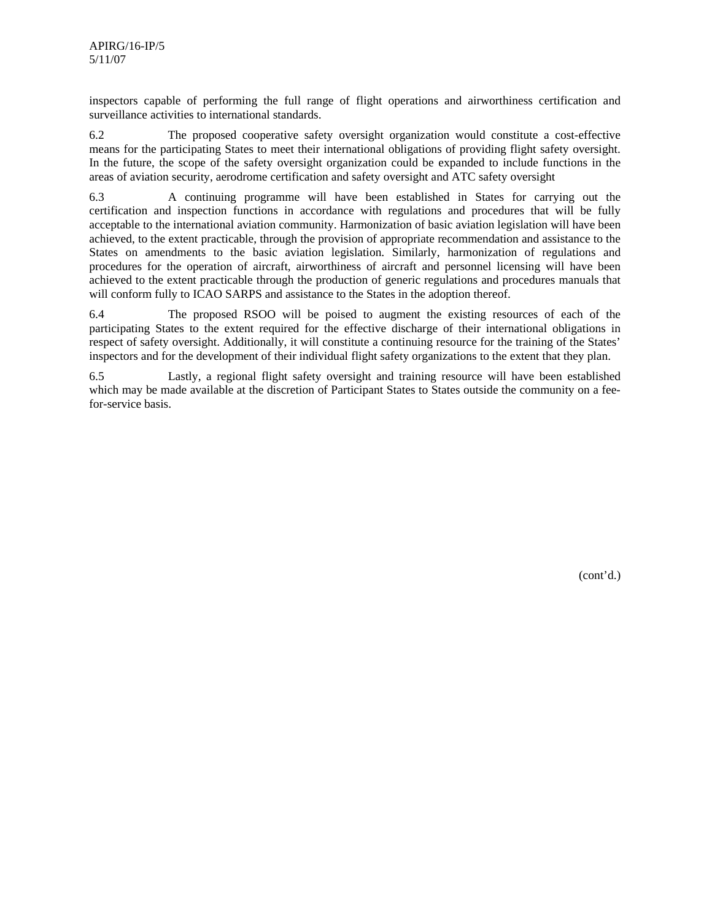inspectors capable of performing the full range of flight operations and airworthiness certification and surveillance activities to international standards.

6.2 The proposed cooperative safety oversight organization would constitute a cost-effective means for the participating States to meet their international obligations of providing flight safety oversight. In the future, the scope of the safety oversight organization could be expanded to include functions in the areas of aviation security, aerodrome certification and safety oversight and ATC safety oversight

6.3 A continuing programme will have been established in States for carrying out the certification and inspection functions in accordance with regulations and procedures that will be fully acceptable to the international aviation community. Harmonization of basic aviation legislation will have been achieved, to the extent practicable, through the provision of appropriate recommendation and assistance to the States on amendments to the basic aviation legislation. Similarly, harmonization of regulations and procedures for the operation of aircraft, airworthiness of aircraft and personnel licensing will have been achieved to the extent practicable through the production of generic regulations and procedures manuals that will conform fully to ICAO SARPS and assistance to the States in the adoption thereof.

6.4 The proposed RSOO will be poised to augment the existing resources of each of the participating States to the extent required for the effective discharge of their international obligations in respect of safety oversight. Additionally, it will constitute a continuing resource for the training of the States' inspectors and for the development of their individual flight safety organizations to the extent that they plan.

6.5 Lastly, a regional flight safety oversight and training resource will have been established which may be made available at the discretion of Participant States to States outside the community on a fee-for-service basis.

(cont'd.)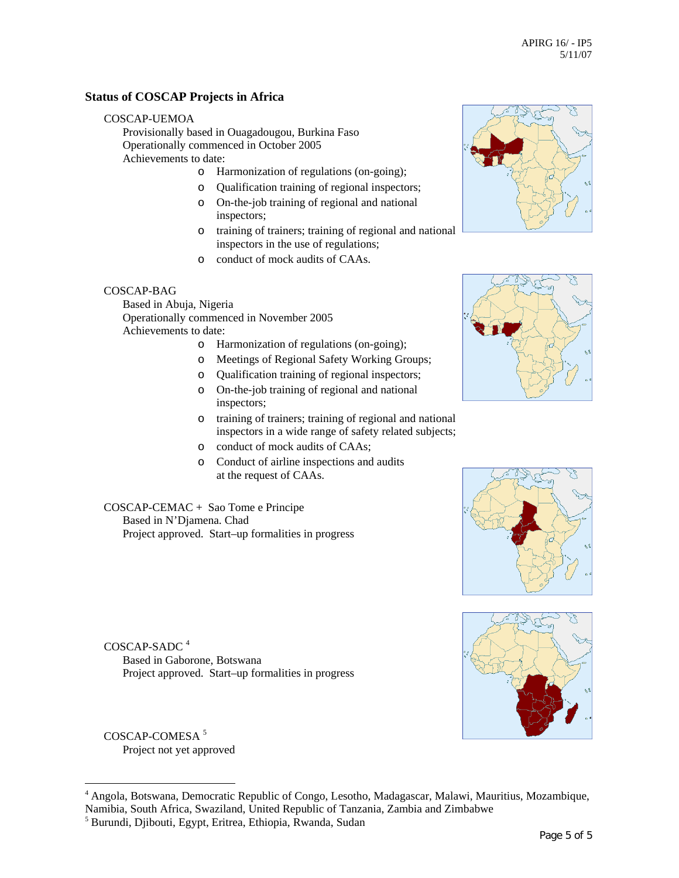## Status of COSCAP Projects in Africa

COSCAP-UEMOA

Provisionally based in Ouagadougou, Burkina Faso
Operationally commenced in October 2005
Achievements to date:

- Harmonization of regulations (on-going);
- Qualification training of regional inspectors;
- On-the-job training of regional and national inspectors;
- training of trainers; training of regional and national inspectors in the use of regulations;
- conduct of mock audits of CAAs.

COSCAP-BAG

Based in Abuja, Nigeria
Operationally commenced in November 2005
Achievements to date:

- Harmonization of regulations (on-going);
- Meetings of Regional Safety Working Groups;
- Qualification training of regional inspectors;
- On-the-job training of regional and national inspectors;
- training of trainers; training of regional and national inspectors in a wide range of safety related subjects;
- conduct of mock audits of CAAs;
- Conduct of airline inspections and audits at the request of CAAs.

COSCAP-CEMAC + Sao Tome e Principe

Based in N'Djamena. Chad
Project approved. Start–up formalities in progress

COSCAP-SADC [4]

Based in Gaborone, Botswana
Project approved. Start–up formalities in progress

COSCAP-COMESA [5]

Project not yet approved

---

[4] Angola, Botswana, Democratic Republic of Congo, Lesotho, Madagascar, Malawi, Mauritius, Mozambique, Namibia, South Africa, Swaziland, United Republic of Tanzania, Zambia and Zimbabwe

[5] Burundi, Djibouti, Egypt, Eritrea, Ethiopia, Rwanda, Sudan